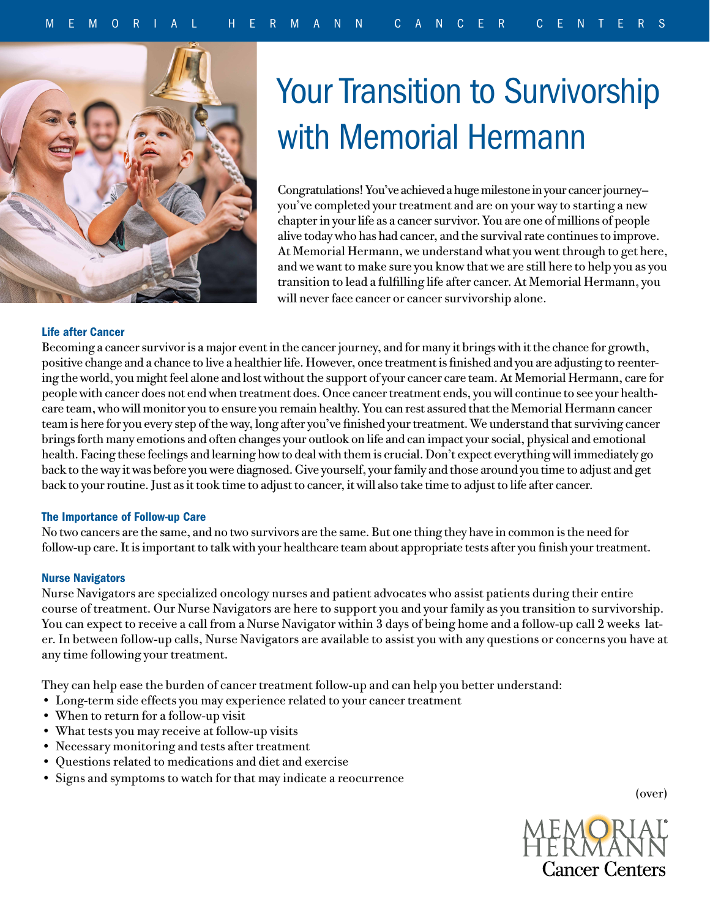MEMORIAL HERMANN CANCER CENTERS

# Your Transition to Survivorship with Memorial Hermann

Congratulations! You've achieved a huge milestone in your cancer journey–you've completed your treatment and are on your way to starting a new chapter in your life as a cancer survivor. You are one of millions of people alive today who has had cancer, and the survival rate continues to improve. At Memorial Hermann, we understand what you went through to get here, and we want to make sure you know that we are still here to help you as you transition to lead a fulfilling life after cancer. At Memorial Hermann, you will never face cancer or cancer survivorship alone.

### Life after Cancer

Becoming a cancer survivor is a major event in the cancer journey, and for many it brings with it the chance for growth, positive change and a chance to live a healthier life. However, once treatment is finished and you are adjusting to reentering the world, you might feel alone and lost without the support of your cancer care team. At Memorial Hermann, care for people with cancer does not end when treatment does. Once cancer treatment ends, you will continue to see your healthcare team, who will monitor you to ensure you remain healthy. You can rest assured that the Memorial Hermann cancer team is here for you every step of the way, long after you've finished your treatment. We understand that surviving cancer brings forth many emotions and often changes your outlook on life and can impact your social, physical and emotional health. Facing these feelings and learning how to deal with them is crucial. Don't expect everything will immediately go back to the way it was before you were diagnosed. Give yourself, your family and those around you time to adjust and get back to your routine. Just as it took time to adjust to cancer, it will also take time to adjust to life after cancer.

### The Importance of Follow-up Care

No two cancers are the same, and no two survivors are the same. But one thing they have in common is the need for follow-up care. It is important to talk with your healthcare team about appropriate tests after you finish your treatment.

### Nurse Navigators

Nurse Navigators are specialized oncology nurses and patient advocates who assist patients during their entire course of treatment. Our Nurse Navigators are here to support you and your family as you transition to survivorship. You can expect to receive a call from a Nurse Navigator within 3 days of being home and a follow-up call 2 weeks later. In between follow-up calls, Nurse Navigators are available to assist you with any questions or concerns you have at any time following your treatment.

They can help ease the burden of cancer treatment follow-up and can help you better understand:

- Long-term side effects you may experience related to your cancer treatment
- When to return for a follow-up visit
- What tests you may receive at follow-up visits
- Necessary monitoring and tests after treatment
- Questions related to medications and diet and exercise
- Signs and symptoms to watch for that may indicate a reocurrence

(over)

MEMORIAL HERMANN Cancer Centers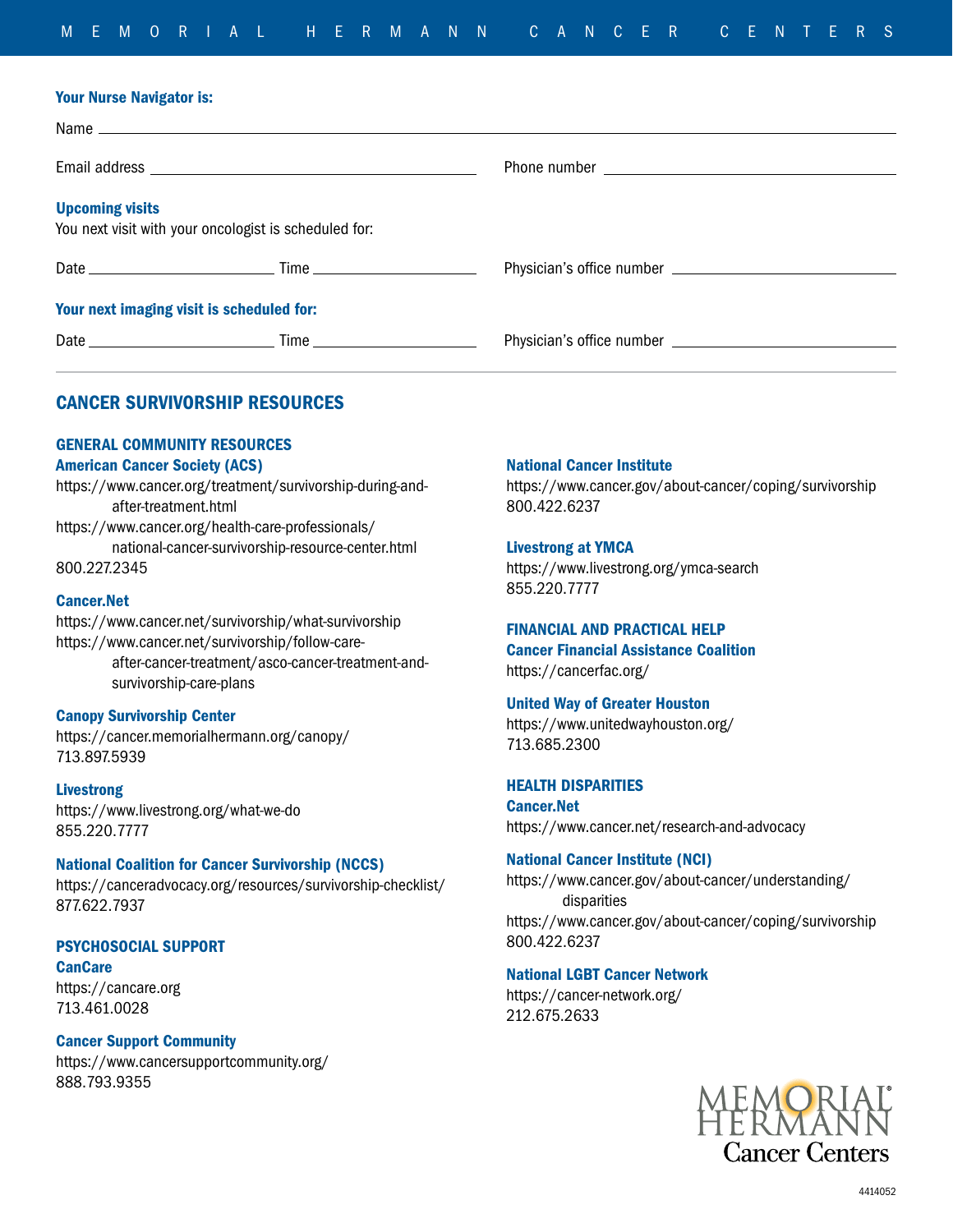**Your Nurse Navigator is:**

Name \_\_\_\_\_\_\_\_\_\_\_\_\_\_\_\_\_\_\_\_\_\_\_\_\_\_\_\_\_\_\_\_\_\_\_\_\_\_\_\_

Email address \_\_\_\_\_\_\_\_\_\_\_\_\_\_\_\_\_\_\_\_ Phone number \_\_\_\_\_\_\_\_\_\_\_\_\_\_\_\_\_\_\_\_

**Upcoming visits**

You next visit with your oncologist is scheduled for:

Date \_\_\_\_\_\_\_\_\_\_\_\_ Time \_\_\_\_\_\_\_\_\_\_\_\_ Physician's office number \_\_\_\_\_\_\_\_\_\_\_\_\_\_\_\_\_\_\_\_

**Your next imaging visit is scheduled for:**

Date \_\_\_\_\_\_\_\_\_\_\_\_ Time \_\_\_\_\_\_\_\_\_\_\_\_ Physician's office number \_\_\_\_\_\_\_\_\_\_\_\_\_\_\_\_\_\_\_\_

---

## CANCER SURVIVORSHIP RESOURCES

### GENERAL COMMUNITY RESOURCES

**American Cancer Society (ACS)**
https://www.cancer.org/treatment/survivorship-during-and-after-treatment.html
https://www.cancer.org/health-care-professionals/national-cancer-survivorship-resource-center.html
800.227.2345

**Cancer.Net**
https://www.cancer.net/survivorship/what-survivorship
https://www.cancer.net/survivorship/follow-care-after-cancer-treatment/asco-cancer-treatment-and-survivorship-care-plans

**Canopy Survivorship Center**
https://cancer.memorialhermann.org/canopy/
713.897.5939

**Livestrong**
https://www.livestrong.org/what-we-do
855.220.7777

**National Coalition for Cancer Survivorship (NCCS)**
https://canceradvocacy.org/resources/survivorship-checklist/
877.622.7937

### PSYCHOSOCIAL SUPPORT

**CanCare**
https://cancare.org
713.461.0028

**Cancer Support Community**
https://www.cancersupportcommunity.org/
888.793.9355

**National Cancer Institute**
https://www.cancer.gov/about-cancer/coping/survivorship
800.422.6237

**Livestrong at YMCA**
https://www.livestrong.org/ymca-search
855.220.7777

### FINANCIAL AND PRACTICAL HELP

**Cancer Financial Assistance Coalition**
https://cancerfac.org/

**United Way of Greater Houston**
https://www.unitedwayhouston.org/
713.685.2300

### HEALTH DISPARITIES

**Cancer.Net**
https://www.cancer.net/research-and-advocacy

**National Cancer Institute (NCI)**
https://www.cancer.gov/about-cancer/understanding/disparities
https://www.cancer.gov/about-cancer/coping/survivorship
800.422.6237

**National LGBT Cancer Network**
https://cancer-network.org/
212.675.2633

MEMORIAL HERMANN
Cancer Centers

4414052